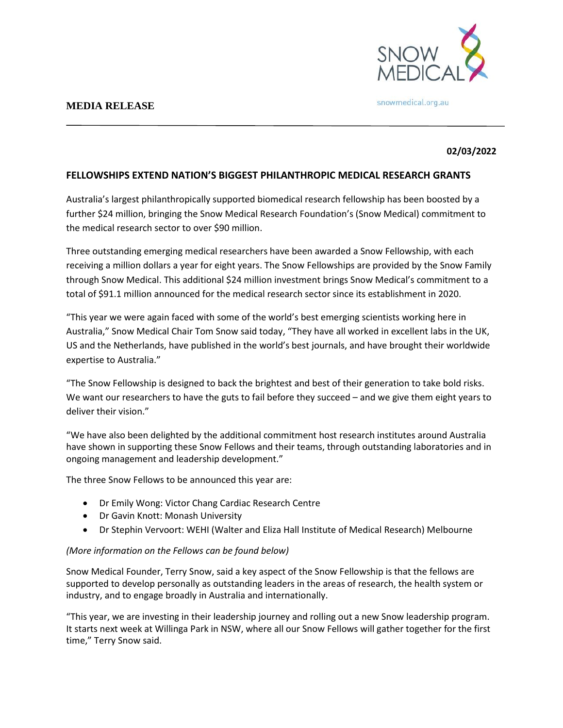**MEDIA RELEASE**

snowmedical.org.au

**02/03/2022**

## FELLOWSHIPS EXTEND NATION'S BIGGEST PHILANTHROPIC MEDICAL RESEARCH GRANTS

Australia's largest philanthropically supported biomedical research fellowship has been boosted by a further $24 million, bringing the Snow Medical Research Foundation's (Snow Medical) commitment to the medical research sector to over $90 million.

Three outstanding emerging medical researchers have been awarded a Snow Fellowship, with each receiving a million dollars a year for eight years. The Snow Fellowships are provided by the Snow Family through Snow Medical. This additional $24 million investment brings Snow Medical's commitment to a total of $91.1 million announced for the medical research sector since its establishment in 2020.

"This year we were again faced with some of the world's best emerging scientists working here in Australia," Snow Medical Chair Tom Snow said today, "They have all worked in excellent labs in the UK, US and the Netherlands, have published in the world's best journals, and have brought their worldwide expertise to Australia."

"The Snow Fellowship is designed to back the brightest and best of their generation to take bold risks. We want our researchers to have the guts to fail before they succeed – and we give them eight years to deliver their vision."

"We have also been delighted by the additional commitment host research institutes around Australia have shown in supporting these Snow Fellows and their teams, through outstanding laboratories and in ongoing management and leadership development."

The three Snow Fellows to be announced this year are:

- Dr Emily Wong: Victor Chang Cardiac Research Centre
- Dr Gavin Knott: Monash University
- Dr Stephin Vervoort: WEHI (Walter and Eliza Hall Institute of Medical Research) Melbourne

*(More information on the Fellows can be found below)*

Snow Medical Founder, Terry Snow, said a key aspect of the Snow Fellowship is that the fellows are supported to develop personally as outstanding leaders in the areas of research, the health system or industry, and to engage broadly in Australia and internationally.

"This year, we are investing in their leadership journey and rolling out a new Snow leadership program. It starts next week at Willinga Park in NSW, where all our Snow Fellows will gather together for the first time," Terry Snow said.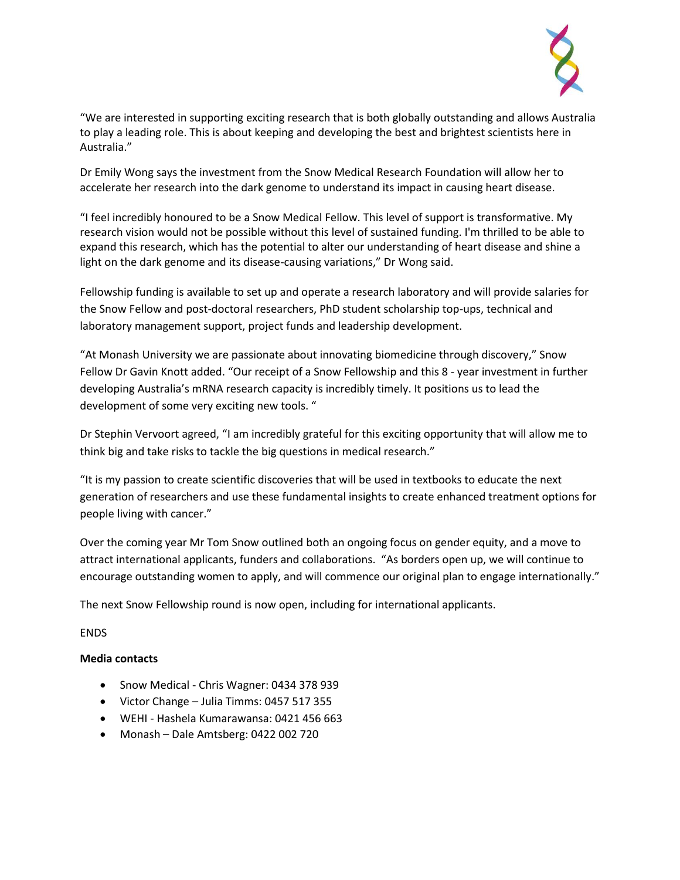"We are interested in supporting exciting research that is both globally outstanding and allows Australia to play a leading role. This is about keeping and developing the best and brightest scientists here in Australia."

Dr Emily Wong says the investment from the Snow Medical Research Foundation will allow her to accelerate her research into the dark genome to understand its impact in causing heart disease.

"I feel incredibly honoured to be a Snow Medical Fellow. This level of support is transformative. My research vision would not be possible without this level of sustained funding. I'm thrilled to be able to expand this research, which has the potential to alter our understanding of heart disease and shine a light on the dark genome and its disease-causing variations," Dr Wong said.

Fellowship funding is available to set up and operate a research laboratory and will provide salaries for the Snow Fellow and post-doctoral researchers, PhD student scholarship top-ups, technical and laboratory management support, project funds and leadership development.

"At Monash University we are passionate about innovating biomedicine through discovery," Snow Fellow Dr Gavin Knott added. "Our receipt of a Snow Fellowship and this 8 - year investment in further developing Australia's mRNA research capacity is incredibly timely. It positions us to lead the development of some very exciting new tools. "

Dr Stephin Vervoort agreed, "I am incredibly grateful for this exciting opportunity that will allow me to think big and take risks to tackle the big questions in medical research."

"It is my passion to create scientific discoveries that will be used in textbooks to educate the next generation of researchers and use these fundamental insights to create enhanced treatment options for people living with cancer."

Over the coming year Mr Tom Snow outlined both an ongoing focus on gender equity, and a move to attract international applicants, funders and collaborations. "As borders open up, we will continue to encourage outstanding women to apply, and will commence our original plan to engage internationally."

The next Snow Fellowship round is now open, including for international applicants.

ENDS

**Media contacts**

- Snow Medical - Chris Wagner: 0434 378 939
- Victor Change – Julia Timms: 0457 517 355
- WEHI - Hashela Kumarawansa: 0421 456 663
- Monash – Dale Amtsberg: 0422 002 720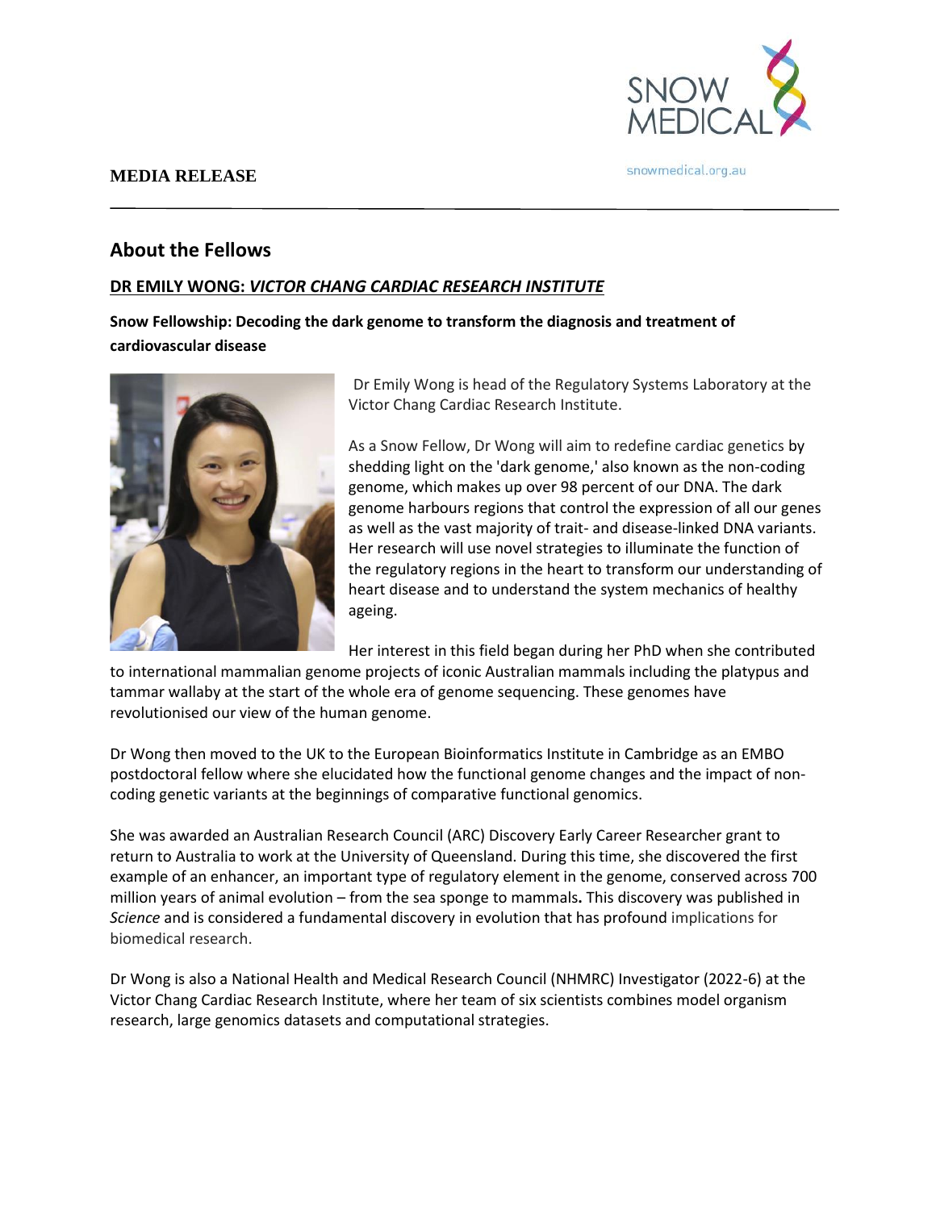**MEDIA RELEASE**

## About the Fellows

### DR EMILY WONG: *VICTOR CHANG CARDIAC RESEARCH INSTITUTE*

**Snow Fellowship: Decoding the dark genome to transform the diagnosis and treatment of cardiovascular disease**

Dr Emily Wong is head of the Regulatory Systems Laboratory at the Victor Chang Cardiac Research Institute.

As a Snow Fellow, Dr Wong will aim to redefine cardiac genetics by shedding light on the 'dark genome,' also known as the non-coding genome, which makes up over 98 percent of our DNA. The dark genome harbours regions that control the expression of all our genes as well as the vast majority of trait- and disease-linked DNA variants. Her research will use novel strategies to illuminate the function of the regulatory regions in the heart to transform our understanding of heart disease and to understand the system mechanics of healthy ageing.

Her interest in this field began during her PhD when she contributed to international mammalian genome projects of iconic Australian mammals including the platypus and tammar wallaby at the start of the whole era of genome sequencing. These genomes have revolutionised our view of the human genome.

Dr Wong then moved to the UK to the European Bioinformatics Institute in Cambridge as an EMBO postdoctoral fellow where she elucidated how the functional genome changes and the impact of non-coding genetic variants at the beginnings of comparative functional genomics.

She was awarded an Australian Research Council (ARC) Discovery Early Career Researcher grant to return to Australia to work at the University of Queensland. During this time, she discovered the first example of an enhancer, an important type of regulatory element in the genome, conserved across 700 million years of animal evolution – from the sea sponge to mammals**.** This discovery was published in *Science* and is considered a fundamental discovery in evolution that has profound implications for biomedical research.

Dr Wong is also a National Health and Medical Research Council (NHMRC) Investigator (2022-6) at the Victor Chang Cardiac Research Institute, where her team of six scientists combines model organism research, large genomics datasets and computational strategies.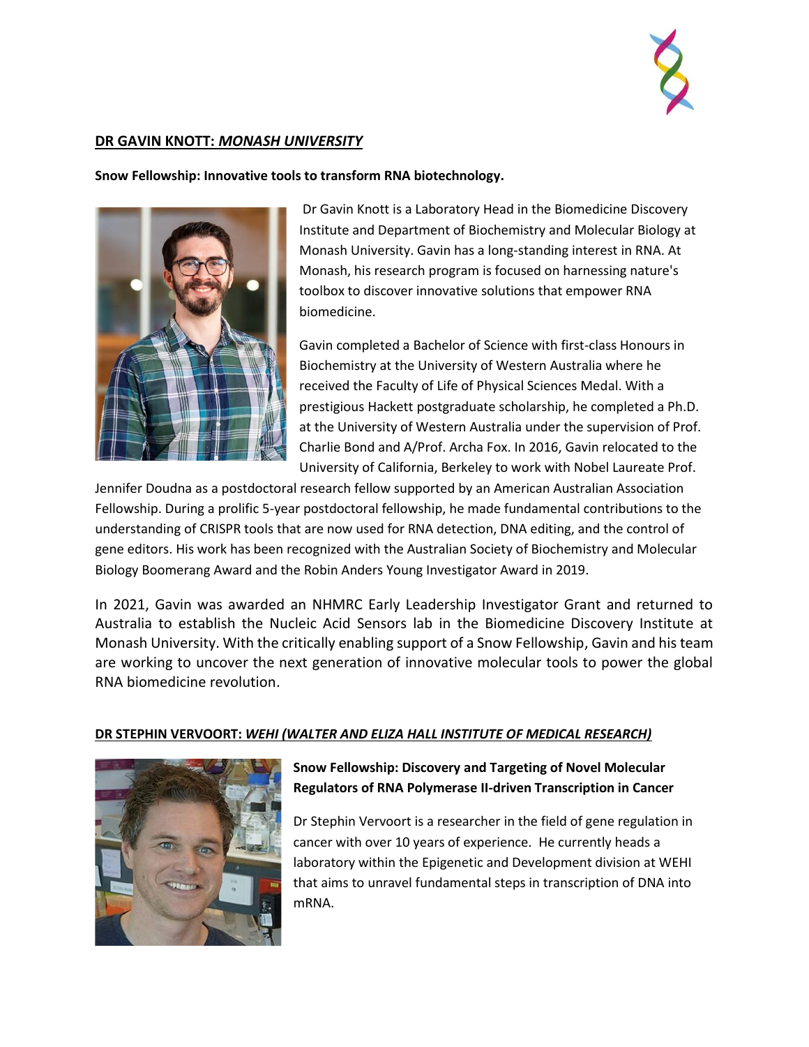## DR GAVIN KNOTT: *MONASH UNIVERSITY*

**Snow Fellowship: Innovative tools to transform RNA biotechnology.**

Dr Gavin Knott is a Laboratory Head in the Biomedicine Discovery Institute and Department of Biochemistry and Molecular Biology at Monash University. Gavin has a long-standing interest in RNA. At Monash, his research program is focused on harnessing nature's toolbox to discover innovative solutions that empower RNA biomedicine.

Gavin completed a Bachelor of Science with first-class Honours in Biochemistry at the University of Western Australia where he received the Faculty of Life of Physical Sciences Medal. With a prestigious Hackett postgraduate scholarship, he completed a Ph.D. at the University of Western Australia under the supervision of Prof. Charlie Bond and A/Prof. Archa Fox. In 2016, Gavin relocated to the University of California, Berkeley to work with Nobel Laureate Prof. Jennifer Doudna as a postdoctoral research fellow supported by an American Australian Association Fellowship. During a prolific 5-year postdoctoral fellowship, he made fundamental contributions to the understanding of CRISPR tools that are now used for RNA detection, DNA editing, and the control of gene editors. His work has been recognized with the Australian Society of Biochemistry and Molecular Biology Boomerang Award and the Robin Anders Young Investigator Award in 2019.

In 2021, Gavin was awarded an NHMRC Early Leadership Investigator Grant and returned to Australia to establish the Nucleic Acid Sensors lab in the Biomedicine Discovery Institute at Monash University. With the critically enabling support of a Snow Fellowship, Gavin and his team are working to uncover the next generation of innovative molecular tools to power the global RNA biomedicine revolution.

## DR STEPHIN VERVOORT: *WEHI (WALTER AND ELIZA HALL INSTITUTE OF MEDICAL RESEARCH)*

**Snow Fellowship: Discovery and Targeting of Novel Molecular Regulators of RNA Polymerase II-driven Transcription in Cancer**

Dr Stephin Vervoort is a researcher in the field of gene regulation in cancer with over 10 years of experience. He currently heads a laboratory within the Epigenetic and Development division at WEHI that aims to unravel fundamental steps in transcription of DNA into mRNA.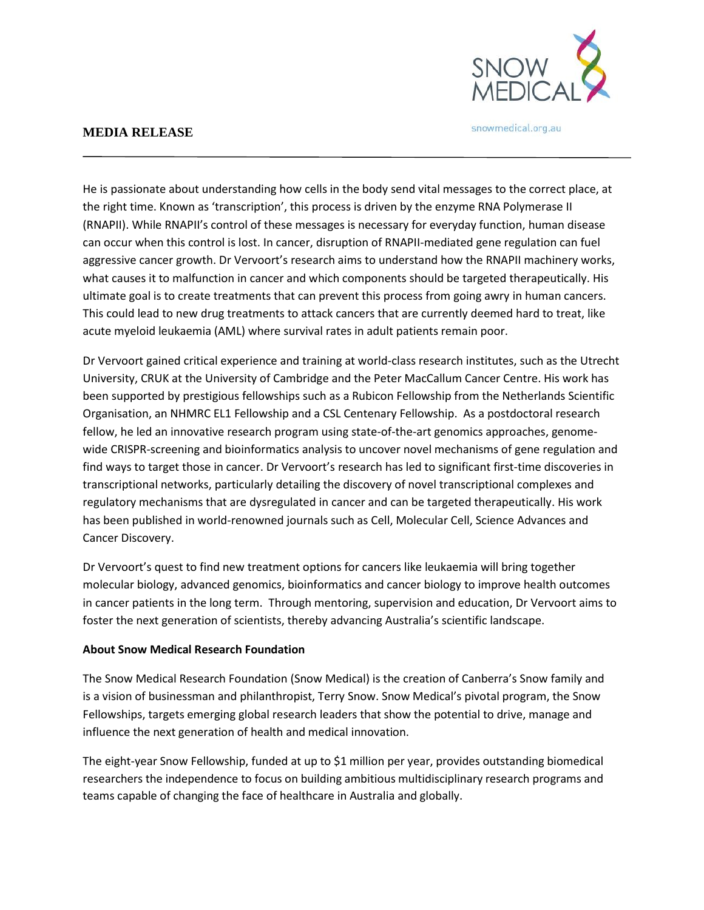He is passionate about understanding how cells in the body send vital messages to the correct place, at the right time. Known as 'transcription', this process is driven by the enzyme RNA Polymerase II (RNAPII). While RNAPII's control of these messages is necessary for everyday function, human disease can occur when this control is lost. In cancer, disruption of RNAPII-mediated gene regulation can fuel aggressive cancer growth. Dr Vervoort's research aims to understand how the RNAPII machinery works, what causes it to malfunction in cancer and which components should be targeted therapeutically. His ultimate goal is to create treatments that can prevent this process from going awry in human cancers. This could lead to new drug treatments to attack cancers that are currently deemed hard to treat, like acute myeloid leukaemia (AML) where survival rates in adult patients remain poor.

Dr Vervoort gained critical experience and training at world-class research institutes, such as the Utrecht University, CRUK at the University of Cambridge and the Peter MacCallum Cancer Centre. His work has been supported by prestigious fellowships such as a Rubicon Fellowship from the Netherlands Scientific Organisation, an NHMRC EL1 Fellowship and a CSL Centenary Fellowship. As a postdoctoral research fellow, he led an innovative research program using state-of-the-art genomics approaches, genome-wide CRISPR-screening and bioinformatics analysis to uncover novel mechanisms of gene regulation and find ways to target those in cancer. Dr Vervoort's research has led to significant first-time discoveries in transcriptional networks, particularly detailing the discovery of novel transcriptional complexes and regulatory mechanisms that are dysregulated in cancer and can be targeted therapeutically. His work has been published in world-renowned journals such as Cell, Molecular Cell, Science Advances and Cancer Discovery.

Dr Vervoort's quest to find new treatment options for cancers like leukaemia will bring together molecular biology, advanced genomics, bioinformatics and cancer biology to improve health outcomes in cancer patients in the long term. Through mentoring, supervision and education, Dr Vervoort aims to foster the next generation of scientists, thereby advancing Australia's scientific landscape.

**About Snow Medical Research Foundation**

The Snow Medical Research Foundation (Snow Medical) is the creation of Canberra's Snow family and is a vision of businessman and philanthropist, Terry Snow. Snow Medical's pivotal program, the Snow Fellowships, targets emerging global research leaders that show the potential to drive, manage and influence the next generation of health and medical innovation.

The eight-year Snow Fellowship, funded at up to $1 million per year, provides outstanding biomedical researchers the independence to focus on building ambitious multidisciplinary research programs and teams capable of changing the face of healthcare in Australia and globally.